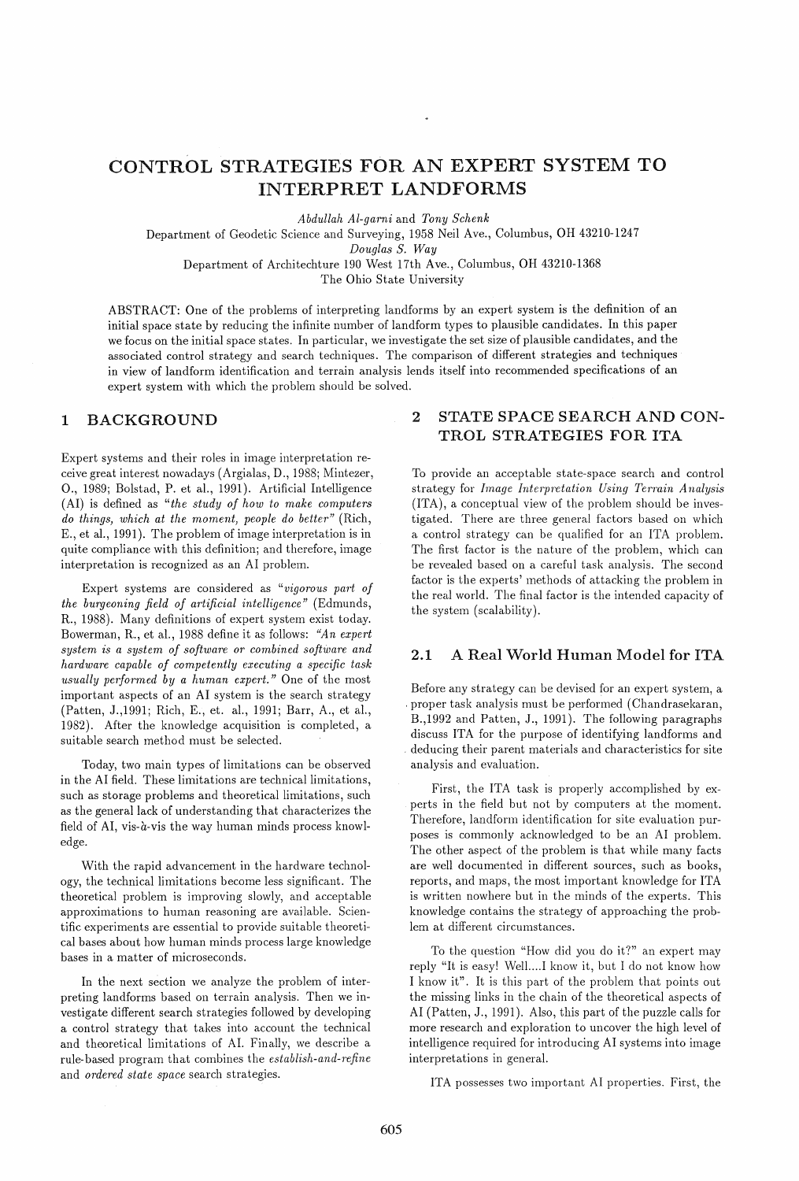# CONTROL STRATEGIES FOR AN EXPERT SYSTEM TO INTERPRET LANDFORMS

*Abdullah Al-garni* and *Tony Schenk*
Department of Geodetic Science and Surveying, 1958 Neil Ave., Columbus, OH 43210-1247
*Douglas S. Way*
Department of Architechture 190 West 17th Ave., Columbus, OH 43210-1368
The Ohio State University

ABSTRACT: One of the problems of interpreting landforms by an expert system is the definition of an initial space state by reducing the infinite number of landform types to plausible candidates. In this paper we focus on the initial space states. In particular, we investigate the set size of plausible candidates, and the associated control strategy and search techniques. The comparison of different strategies and techniques in view of landform identification and terrain analysis lends itself into recommended specifications of an expert system with which the problem should be solved.

## 1 BACKGROUND

Expert systems and their roles in image interpretation receive great interest nowadays (Argialas, D., 1988; Mintezer, O., 1989; Bolstad, P. et al., 1991). Artificial Intelligence (AI) is defined as *"the study of how to make computers do things, which at the moment, people do better"* (Rich, E., et al., 1991). The problem of image interpretation is in quite compliance with this definition; and therefore, image interpretation is recognized as an AI problem.

Expert systems are considered as *"vigorous part of the burgeoning field of artificial intelligence"* (Edmunds, R., 1988). Many definitions of expert system exist today. Bowerman, R., et al., 1988 define it as follows: *"An expert system is a system of software or combined software and hardware capable of competently executing a specific task usually performed by a human expert."* One of the most important aspects of an AI system is the search strategy (Patten, J.,1991; Rich, E., et. al., 1991; Barr, A., et al., 1982). After the knowledge acquisition is completed, a suitable search method must be selected.

Today, two main types of limitations can be observed in the AI field. These limitations are technical limitations, such as storage problems and theoretical limitations, such as the general lack of understanding that characterizes the field of AI, vis-à-vis the way human minds process knowledge.

With the rapid advancement in the hardware technology, the technical limitations become less significant. The theoretical problem is improving slowly, and acceptable approximations to human reasoning are available. Scientific experiments are essential to provide suitable theoretical bases about how human minds process large knowledge bases in a matter of microseconds.

In the next section we analyze the problem of interpreting landforms based on terrain analysis. Then we investigate different search strategies followed by developing a control strategy that takes into account the technical and theoretical limitations of AI. Finally, we describe a rule-based program that combines the *establish-and-refine* and *ordered state space* search strategies.

## 2 STATE SPACE SEARCH AND CONTROL STRATEGIES FOR ITA

To provide an acceptable state-space search and control strategy for *Image Interpretation Using Terrain Analysis* (ITA), a conceptual view of the problem should be investigated. There are three general factors based on which a control strategy can be qualified for an ITA problem. The first factor is the nature of the problem, which can be revealed based on a careful task analysis. The second factor is the experts' methods of attacking the problem in the real world. The final factor is the intended capacity of the system (scalability).

### 2.1 A Real World Human Model for ITA

Before any strategy can be devised for an expert system, a proper task analysis must be performed (Chandrasekaran, B.,1992 and Patten, J., 1991). The following paragraphs discuss ITA for the purpose of identifying landforms and deducing their parent materials and characteristics for site analysis and evaluation.

First, the ITA task is properly accomplished by experts in the field but not by computers at the moment. Therefore, landform identification for site evaluation purposes is commonly acknowledged to be an AI problem. The other aspect of the problem is that while many facts are well documented in different sources, such as books, reports, and maps, the most important knowledge for ITA is written nowhere but in the minds of the experts. This knowledge contains the strategy of approaching the problem at different circumstances.

To the question "How did you do it?" an expert may reply "It is easy! Well....I know it, but I do not know how I know it". It is this part of the problem that points out the missing links in the chain of the theoretical aspects of AI (Patten, J., 1991). Also, this part of the puzzle calls for more research and exploration to uncover the high level of intelligence required for introducing AI systems into image interpretations in general.

ITA possesses two important AI properties. First, the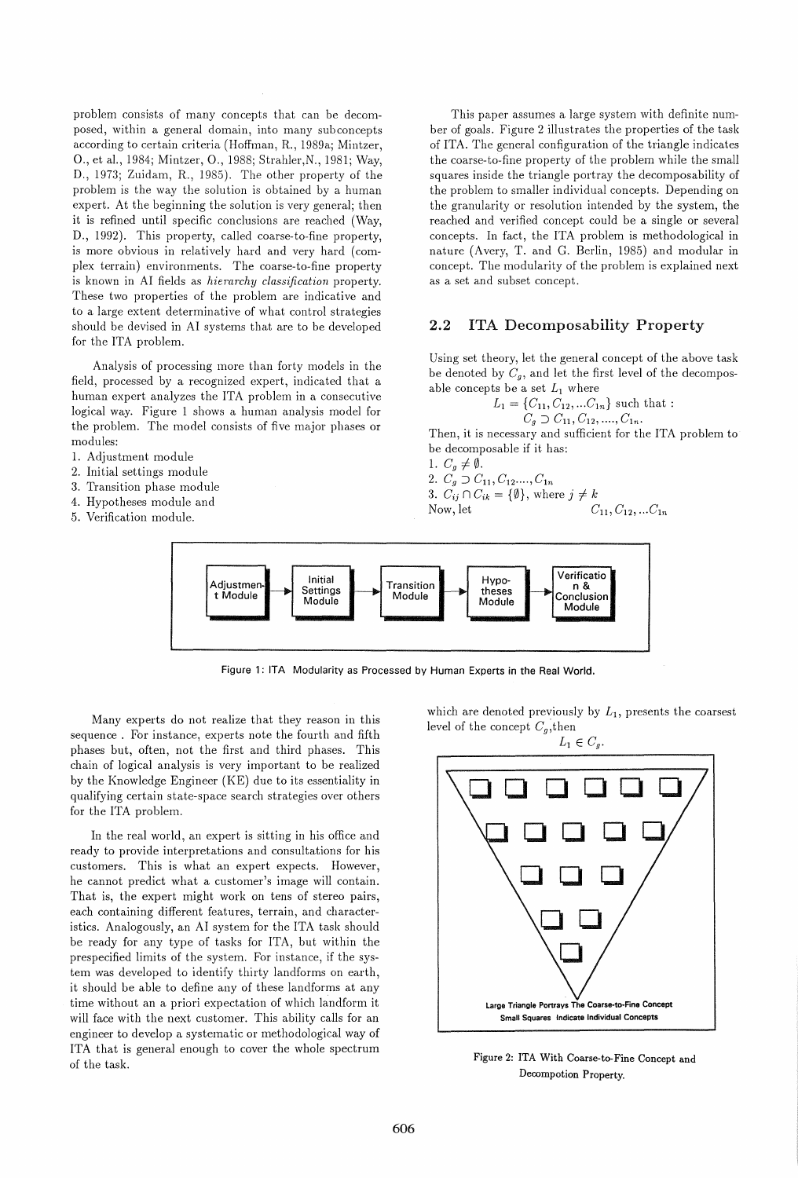problem consists of many concepts that can be decomposed, within a general domain, into many subconcepts according to certain criteria (Hoffman, R., 1989a; Mintzer, O., et al., 1984; Mintzer, O., 1988; Strahler,N., 1981; Way, D., 1973; Zuidam, R., 1985). The other property of the problem is the way the solution is obtained by a human expert. At the beginning the solution is very general; then it is refined until specific conclusions are reached (Way, D., 1992). This property, called coarse-to-fine property, is more obvious in relatively hard and very hard (complex terrain) environments. The coarse-to-fine property is known in AI fields as *hierarchy classification* property. These two properties of the problem are indicative and to a large extent determinative of what control strategies should be devised in AI systems that are to be developed for the ITA problem.

Analysis of processing more than forty models in the field, processed by a recognized expert, indicated that a human expert analyzes the ITA problem in a consecutive logical way. Figure 1 shows a human analysis model for the problem. The model consists of five major phases or modules:

1. Adjustment module
2. Initial settings module
3. Transition phase module
4. Hypotheses module and
5. Verification module.

Adjustment Module → Initial Settings Module → Transition Module → Hypotheses Module → Verification & Conclusion Module

Figure 1: ITA Modularity as Processed by Human Experts in the Real World.

Many experts do not realize that they reason in this sequence . For instance, experts note the fourth and fifth phases but, often, not the first and third phases. This chain of logical analysis is very important to be realized by the Knowledge Engineer (KE) due to its essentiality in qualifying certain state-space search strategies over others for the ITA problem.

In the real world, an expert is sitting in his office and ready to provide interpretations and consultations for his customers. This is what an expert expects. However, he cannot predict what a customer's image will contain. That is, the expert might work on tens of stereo pairs, each containing different features, terrain, and characteristics. Analogously, an AI system for the ITA task should be ready for any type of tasks for ITA, but within the prespecified limits of the system. For instance, if the system was developed to identify thirty landforms on earth, it should be able to define any of these landforms at any time without an a priori expectation of which landform it will face with the next customer. This ability calls for an engineer to develop a systematic or methodological way of ITA that is general enough to cover the whole spectrum of the task.

This paper assumes a large system with definite number of goals. Figure 2 illustrates the properties of the task of ITA. The general configuration of the triangle indicates the coarse-to-fine property of the problem while the small squares inside the triangle portray the decomposability of the problem to smaller individual concepts. Depending on the granularity or resolution intended by the system, the reached and verified concept could be a single or several concepts. In fact, the ITA problem is methodological in nature (Avery, T. and G. Berlin, 1985) and modular in concept. The modularity of the problem is explained next as a set and subset concept.

## 2.2 ITA Decomposability Property

Using set theory, let the general concept of the above task be denoted by $C_g$, and let the first level of the decomposable concepts be a set $L_1$ where

$$L_1 = \{C_{11}, C_{12}, ...C_{1n}\} \text{ such that :}$$
$$C_g \supset C_{11}, C_{12}, ...., C_{1n}.$$

Then, it is necessary and sufficient for the ITA problem to be decomposable if it has:

1. $C_g \neq \emptyset$.
2. $C_g \supset C_{11}, C_{12}...., C_{1n}$
3. $C_{ij} \cap C_{ik} = \{\emptyset\}$, where $j \neq k$

Now, let $C_{11}, C_{12}, ...C_{1n}$ which are denoted previously by $L_1$, presents the coarsest level of the concept $C_g$,then

$$L_1 \in C_g.$$

Large Triangle Portrays The Coarse-to-Fine Concept
Small Squares Indicate Individual Concepts

Figure 2: ITA With Coarse-to-Fine Concept and Decompotion Property.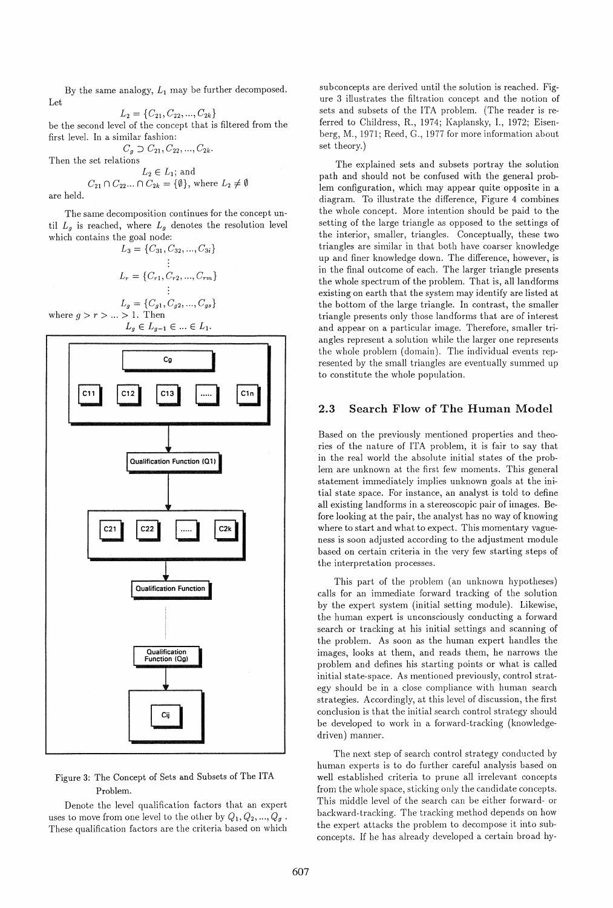By the same analogy, $L_1$ may be further decomposed. Let

$$L_2 = \{C_{21}, C_{22}, ..., C_{2k}\}$$

be the second level of the concept that is filtered from the first level. In a similar fashion:

$$C_g \supset C_{21}, C_{22}, ..., C_{2k}.$$

Then the set relations

$$L_2 \in L_1; \text{ and}$$

$$C_{21} \cap C_{22} ... \cap C_{2k} = \{\emptyset\}, \text{ where } L_2 \neq \emptyset$$

are held.

The same decomposition continues for the concept until $L_g$ is reached, where $L_g$ denotes the resolution level which contains the goal node:

$$L_3 = \{C_{31}, C_{32}, ..., C_{3i}\}$$

$$\vdots$$

$$L_r = \{C_{r1}, C_{r2}, ..., C_{rm}\}$$

$$\vdots$$

$$L_g = \{C_{g1}, C_{g2}, ..., C_{gs}\}$$

where $g > r > ... > 1$. Then

$$L_g \in L_{g-1} \in ... \in L_1.$$

Figure 3: The Concept of Sets and Subsets of The ITA Problem.

Denote the level qualification factors that an expert uses to move from one level to the other by $Q_1, Q_2, ..., Q_g$. These qualification factors are the criteria based on which subconcepts are derived until the solution is reached. Figure 3 illustrates the filtration concept and the notion of sets and subsets of the ITA problem. (The reader is referred to Childress, R., 1974; Kaplansky, I., 1972; Eisenberg, M., 1971; Reed, G., 1977 for more information about set theory.)

The explained sets and subsets portray the solution path and should not be confused with the general problem configuration, which may appear quite opposite in a diagram. To illustrate the difference, Figure 4 combines the whole concept. More intention should be paid to the setting of the large triangle as opposed to the settings of the interior, smaller, triangles. Conceptually, these two triangles are similar in that both have coarser knowledge up and finer knowledge down. The difference, however, is in the final outcome of each. The larger triangle presents the whole spectrum of the problem. That is, all landforms existing on earth that the system may identify are listed at the bottom of the large triangle. In contrast, the smaller triangle presents only those landforms that are of interest and appear on a particular image. Therefore, smaller triangles represent a solution while the larger one represents the whole problem (domain). The individual events represented by the small triangles are eventually summed up to constitute the whole population.

## 2.3 Search Flow of The Human Model

Based on the previously mentioned properties and theories of the nature of ITA problem, it is fair to say that in the real world the absolute initial states of the problem are unknown at the first few moments. This general statement immediately implies unknown goals at the initial state space. For instance, an analyst is told to define all existing landforms in a stereoscopic pair of images. Before looking at the pair, the analyst has no way of knowing where to start and what to expect. This momentary vagueness is soon adjusted according to the adjustment module based on certain criteria in the very few starting steps of the interpretation processes.

This part of the problem (an unknown hypotheses) calls for an immediate forward tracking of the solution by the expert system (initial setting module). Likewise, the human expert is unconsciously conducting a forward search or tracking at his initial settings and scanning of the problem. As soon as the human expert handles the images, looks at them, and reads them, he narrows the problem and defines his starting points or what is called initial state-space. As mentioned previously, control strategy should be in a close compliance with human search strategies. Accordingly, at this level of discussion, the first conclusion is that the initial search control strategy should be developed to work in a forward-tracking (knowledge-driven) manner.

The next step of search control strategy conducted by human experts is to do further careful analysis based on well established criteria to prune all irrelevant concepts from the whole space, sticking only the candidate concepts. This middle level of the search can be either forward- or backward-tracking. The tracking method depends on how the expert attacks the problem to decompose it into subconcepts. If he has already developed a certain broad hy-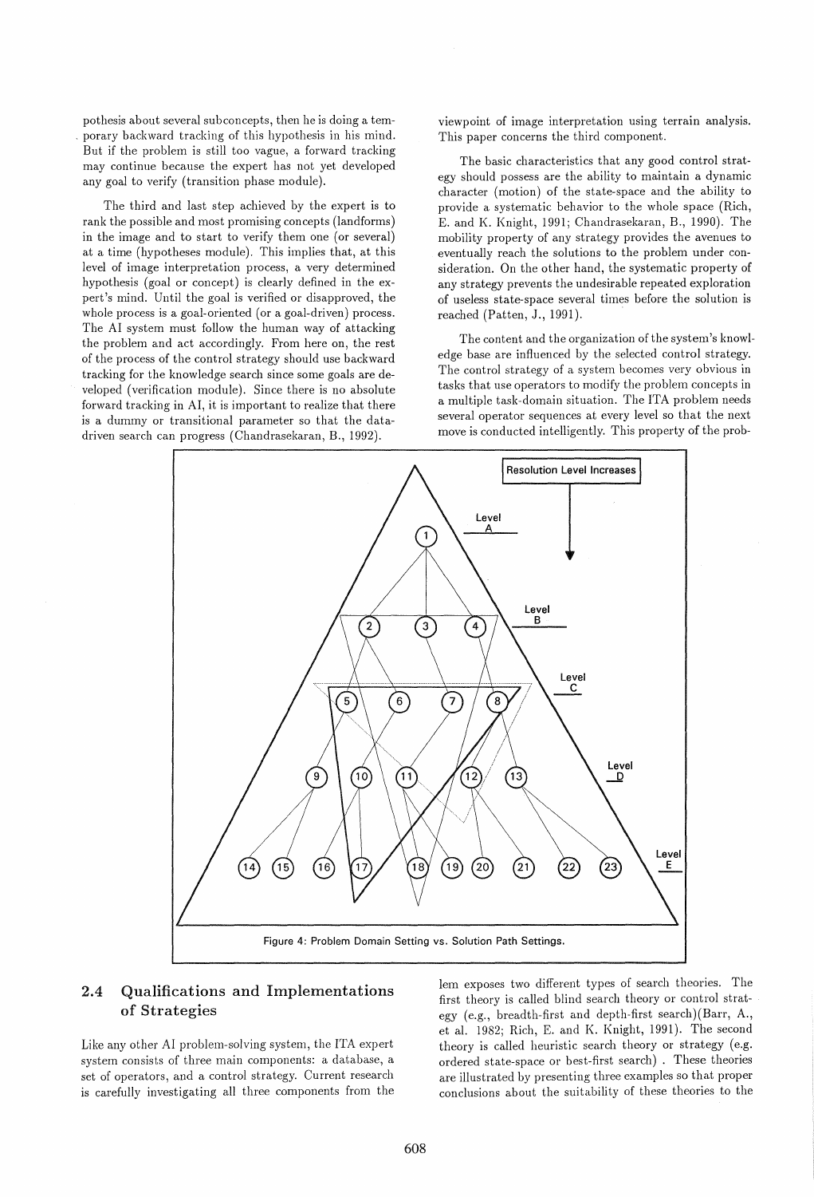pothesis about several subconcepts, then he is doing a temporary backward tracking of this hypothesis in his mind. But if the problem is still too vague, a forward tracking may continue because the expert has not yet developed any goal to verify (transition phase module).

The third and last step achieved by the expert is to rank the possible and most promising concepts (landforms) in the image and to start to verify them one (or several) at a time (hypotheses module). This implies that, at this level of image interpretation process, a very determined hypothesis (goal or concept) is clearly defined in the expert's mind. Until the goal is verified or disapproved, the whole process is a goal-oriented (or a goal-driven) process. The AI system must follow the human way of attacking the problem and act accordingly. From here on, the rest of the process of the control strategy should use backward tracking for the knowledge search since some goals are developed (verification module). Since there is no absolute forward tracking in AI, it is important to realize that there is a dummy or transitional parameter so that the data-driven search can progress (Chandrasekaran, B., 1992).

viewpoint of image interpretation using terrain analysis. This paper concerns the third component.

The basic characteristics that any good control strategy should possess are the ability to maintain a dynamic character (motion) of the state-space and the ability to provide a systematic behavior to the whole space (Rich, E. and K. Knight, 1991; Chandrasekaran, B., 1990). The mobility property of any strategy provides the avenues to eventually reach the solutions to the problem under consideration. On the other hand, the systematic property of any strategy prevents the undesirable repeated exploration of useless state-space several times before the solution is reached (Patten, J., 1991).

The content and the organization of the system's knowledge base are influenced by the selected control strategy. The control strategy of a system becomes very obvious in tasks that use operators to modify the problem concepts in a multiple task-domain situation. The ITA problem needs several operator sequences at every level so that the next move is conducted intelligently. This property of the problem exposes two different types of search theories. The first theory is called blind search theory or control strategy (e.g., breadth-first and depth-first search)(Barr, A., et al. 1982; Rich, E. and K. Knight, 1991). The second theory is called heuristic search theory or strategy (e.g. ordered state-space or best-first search) . These theories are illustrated by presenting three examples so that proper conclusions about the suitability of these theories to the

Figure 4: Problem Domain Setting vs. Solution Path Settings.

## 2.4 Qualifications and Implementations of Strategies

Like any other AI problem-solving system, the ITA expert system consists of three main components: a database, a set of operators, and a control strategy. Current research is carefully investigating all three components from the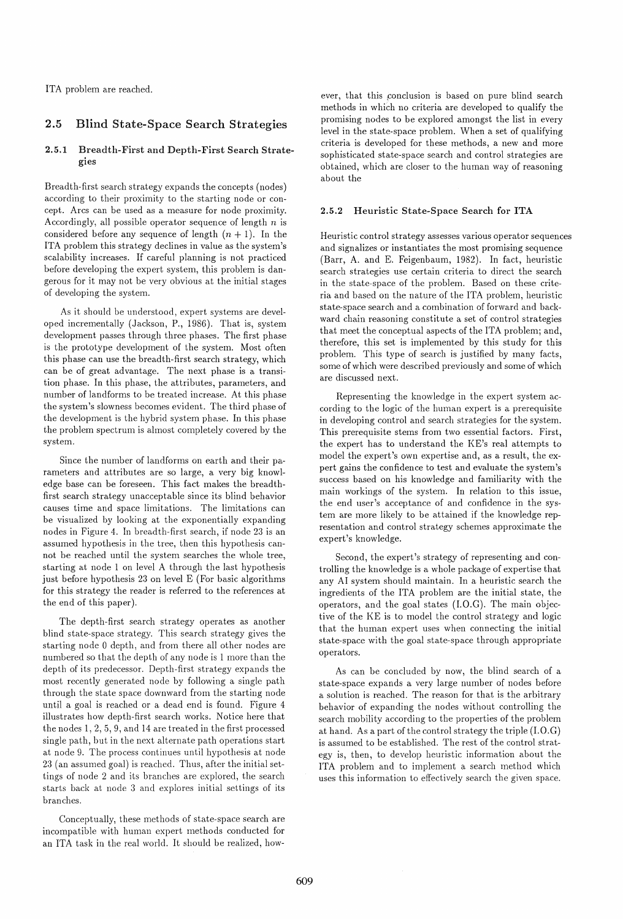ITA problem are reached.

## 2.5 Blind State-Space Search Strategies

### 2.5.1 Breadth-First and Depth-First Search Strategies

Breadth-first search strategy expands the concepts (nodes) according to their proximity to the starting node or concept. Arcs can be used as a measure for node proximity. Accordingly, all possible operator sequence of length $n$ is considered before any sequence of length $(n + 1)$. In the ITA problem this strategy declines in value as the system's scalability increases. If careful planning is not practiced before developing the expert system, this problem is dangerous for it may not be very obvious at the initial stages of developing the system.

As it should be understood, expert systems are developed incrementally (Jackson, P., 1986). That is, system development passes through three phases. The first phase is the prototype development of the system. Most often this phase can use the breadth-first search strategy, which can be of great advantage. The next phase is a transition phase. In this phase, the attributes, parameters, and number of landforms to be treated increase. At this phase the system's slowness becomes evident. The third phase of the development is the hybrid system phase. In this phase the problem spectrum is almost completely covered by the system.

Since the number of landforms on earth and their parameters and attributes are so large, a very big knowledge base can be foreseen. This fact makes the breadth-first search strategy unacceptable since its blind behavior causes time and space limitations. The limitations can be visualized by looking at the exponentially expanding nodes in Figure 4. In breadth-first search, if node 23 is an assumed hypothesis in the tree, then this hypothesis cannot be reached until the system searches the whole tree, starting at node 1 on level A through the last hypothesis just before hypothesis 23 on level E (For basic algorithms for this strategy the reader is referred to the references at the end of this paper).

The depth-first search strategy operates as another blind state-space strategy. This search strategy gives the starting node 0 depth, and from there all other nodes are numbered so that the depth of any node is 1 more than the depth of its predecessor. Depth-first strategy expands the most recently generated node by following a single path through the state space downward from the starting node until a goal is reached or a dead end is found. Figure 4 illustrates how depth-first search works. Notice here that the nodes 1, 2, 5, 9, and 14 are treated in the first processed single path, but in the next alternate path operations start at node 9. The process continues until hypothesis at node 23 (an assumed goal) is reached. Thus, after the initial settings of node 2 and its branches are explored, the search starts back at node 3 and explores initial settings of its branches.

Conceptually, these methods of state-space search are incompatible with human expert methods conducted for an ITA task in the real world. It should be realized, however, that this conclusion is based on pure blind search methods in which no criteria are developed to qualify the promising nodes to be explored amongst the list in every level in the state-space problem. When a set of qualifying criteria is developed for these methods, a new and more sophisticated state-space search and control strategies are obtained, which are closer to the human way of reasoning about the

### 2.5.2 Heuristic State-Space Search for ITA

Heuristic control strategy assesses various operator sequences and signalizes or instantiates the most promising sequence (Barr, A. and E. Feigenbaum, 1982). In fact, heuristic search strategies use certain criteria to direct the search in the state-space of the problem. Based on these criteria and based on the nature of the ITA problem, heuristic state-space search and a combination of forward and backward chain reasoning constitute a set of control strategies that meet the conceptual aspects of the ITA problem; and, therefore, this set is implemented by this study for this problem. This type of search is justified by many facts, some of which were described previously and some of which are discussed next.

Representing the knowledge in the expert system according to the logic of the human expert is a prerequisite in developing control and search strategies for the system. This prerequisite stems from two essential factors. First, the expert has to understand the KE's real attempts to model the expert's own expertise and, as a result, the expert gains the confidence to test and evaluate the system's success based on his knowledge and familiarity with the main workings of the system. In relation to this issue, the end user's acceptance of and confidence in the system are more likely to be attained if the knowledge representation and control strategy schemes approximate the expert's knowledge.

Second, the expert's strategy of representing and controlling the knowledge is a whole package of expertise that any AI system should maintain. In a heuristic search the ingredients of the ITA problem are the initial state, the operators, and the goal states (I.O.G). The main objective of the KE is to model the control strategy and logic that the human expert uses when connecting the initial state-space with the goal state-space through appropriate operators.

As can be concluded by now, the blind search of a state-space expands a very large number of nodes before a solution is reached. The reason for that is the arbitrary behavior of expanding the nodes without controlling the search mobility according to the properties of the problem at hand. As a part of the control strategy the triple (I.O.G) is assumed to be established. The rest of the control strategy is, then, to develop heuristic information about the ITA problem and to implement a search method which uses this information to effectively search the given space.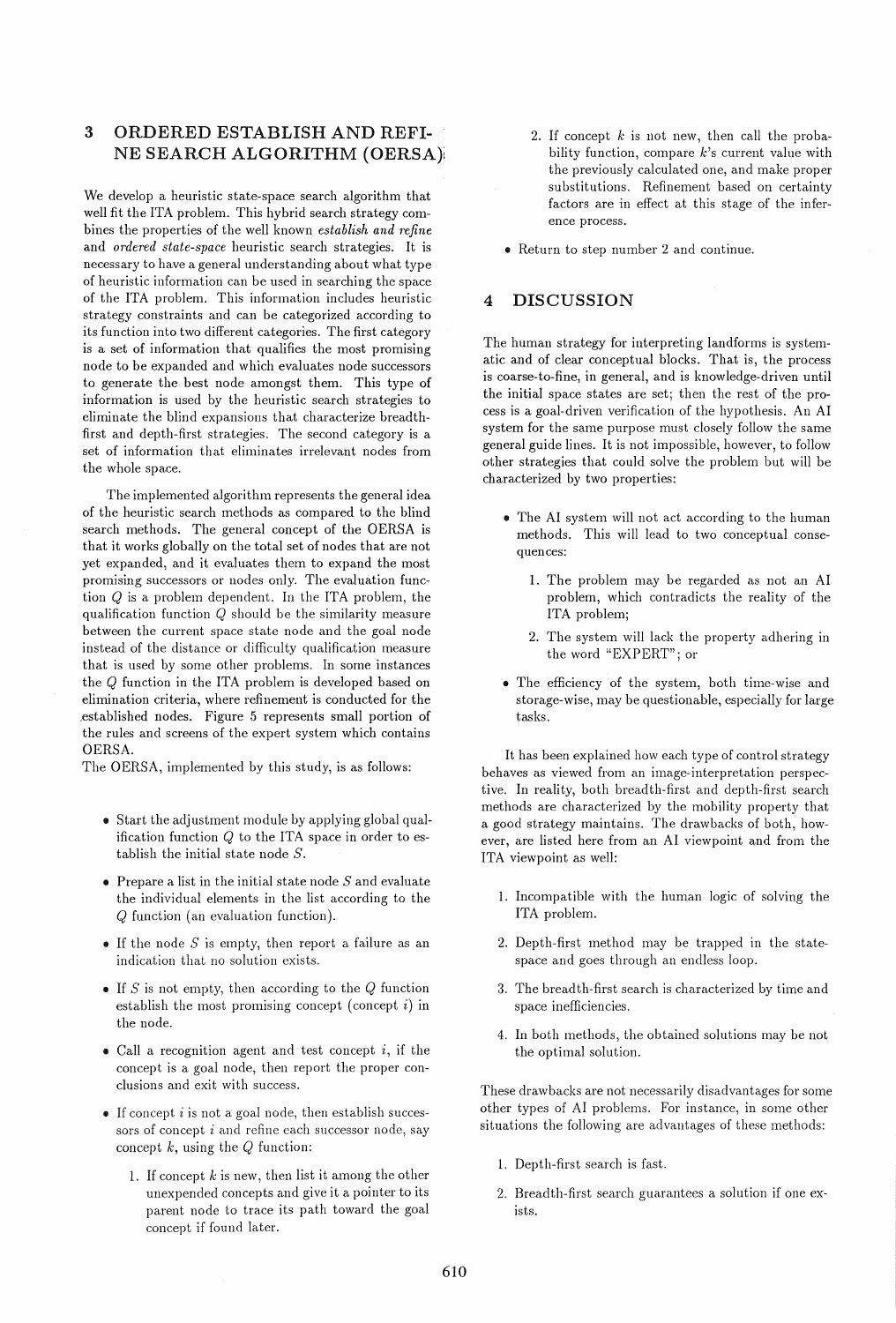## 3 ORDERED ESTABLISH AND REFINE SEARCH ALGORITHM (OERSA)

We develop a heuristic state-space search algorithm that well fit the ITA problem. This hybrid search strategy combines the properties of the well known *establish and refine* and *ordered state-space* heuristic search strategies. It is necessary to have a general understanding about what type of heuristic information can be used in searching the space of the ITA problem. This information includes heuristic strategy constraints and can be categorized according to its function into two different categories. The first category is a set of information that qualifies the most promising node to be expanded and which evaluates node successors to generate the best node amongst them. This type of information is used by the heuristic search strategies to eliminate the blind expansions that characterize breadth-first and depth-first strategies. The second category is a set of information that eliminates irrelevant nodes from the whole space.

The implemented algorithm represents the general idea of the heuristic search methods as compared to the blind search methods. The general concept of the OERSA is that it works globally on the total set of nodes that are not yet expanded, and it evaluates them to expand the most promising successors or nodes only. The evaluation function $Q$ is a problem dependent. In the ITA problem, the qualification function $Q$ should be the similarity measure between the current space state node and the goal node instead of the distance or difficulty qualification measure that is used by some other problems. In some instances the $Q$ function in the ITA problem is developed based on elimination criteria, where refinement is conducted for the established nodes. Figure 5 represents small portion of the rules and screens of the expert system which contains OERSA.
The OERSA, implemented by this study, is as follows:

- Start the adjustment module by applying global qualification function $Q$ to the ITA space in order to establish the initial state node $S$.
- Prepare a list in the initial state node $S$ and evaluate the individual elements in the list according to the $Q$ function (an evaluation function).
- If the node $S$ is empty, then report a failure as an indication that no solution exists.
- If $S$ is not empty, then according to the $Q$ function establish the most promising concept (concept $i$) in the node.
- Call a recognition agent and test concept $i$, if the concept is a goal node, then report the proper conclusions and exit with success.
- If concept $i$ is not a goal node, then establish successors of concept $i$ and refine each successor node, say concept $k$, using the $Q$ function:
  1. If concept $k$ is new, then list it among the other unexpended concepts and give it a pointer to its parent node to trace its path toward the goal concept if found later.
  2. If concept $k$ is not new, then call the probability function, compare $k$'s current value with the previously calculated one, and make proper substitutions. Refinement based on certainty factors are in effect at this stage of the inference process.
- Return to step number 2 and continue.

## 4 DISCUSSION

The human strategy for interpreting landforms is systematic and of clear conceptual blocks. That is, the process is coarse-to-fine, in general, and is knowledge-driven until the initial space states are set; then the rest of the process is a goal-driven verification of the hypothesis. An AI system for the same purpose must closely follow the same general guide lines. It is not impossible, however, to follow other strategies that could solve the problem but will be characterized by two properties:

- The AI system will not act according to the human methods. This will lead to two conceptual consequences:
  1. The problem may be regarded as not an AI problem, which contradicts the reality of the ITA problem;
  2. The system will lack the property adhering in the word "EXPERT"; or
- The efficiency of the system, both time-wise and storage-wise, may be questionable, especially for large tasks.

It has been explained how each type of control strategy behaves as viewed from an image-interpretation perspective. In reality, both breadth-first and depth-first search methods are characterized by the mobility property that a good strategy maintains. The drawbacks of both, however, are listed here from an AI viewpoint and from the ITA viewpoint as well:

1. Incompatible with the human logic of solving the ITA problem.
2. Depth-first method may be trapped in the state-space and goes through an endless loop.
3. The breadth-first search is characterized by time and space inefficiencies.
4. In both methods, the obtained solutions may be not the optimal solution.

These drawbacks are not necessarily disadvantages for some other types of AI problems. For instance, in some other situations the following are advantages of these methods:

1. Depth-first search is fast.
2. Breadth-first search guarantees a solution if one exists.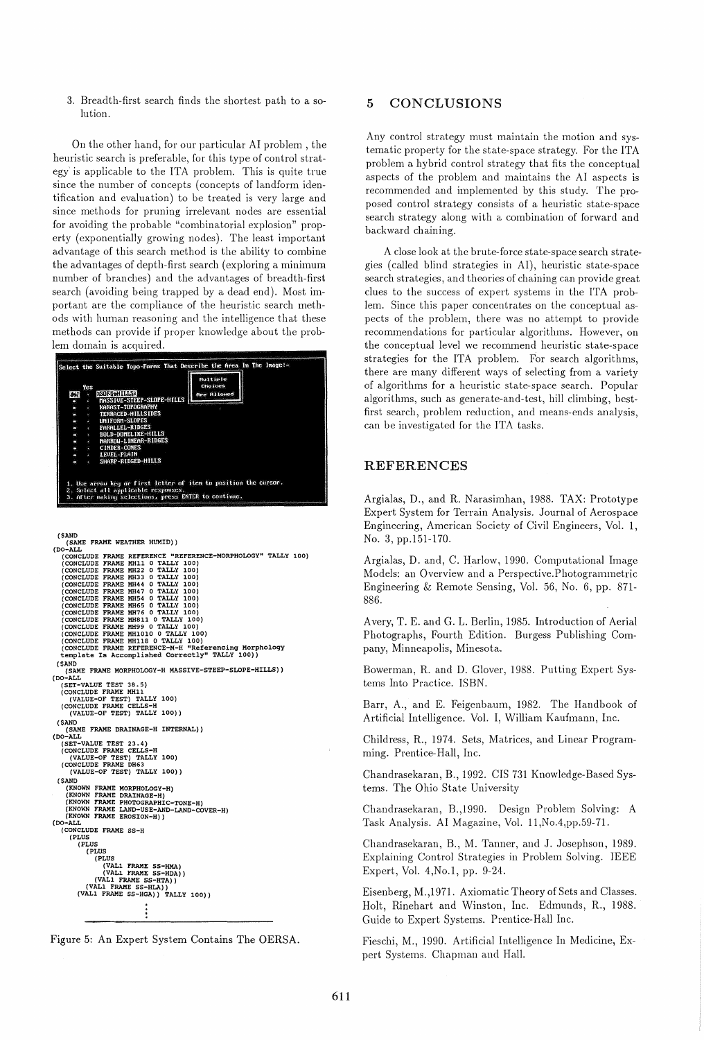3. Breadth-first search finds the shortest path to a solution.

On the other hand, for our particular AI problem , the heuristic search is preferable, for this type of control strategy is applicable to the ITA problem. This is quite true since the number of concepts (concepts of landform identification and evaluation) to be treated is very large and since methods for pruning irrelevant nodes are essential for avoiding the probable "combinatorial explosion" property (exponentially growing nodes). The least important advantage of this search method is the ability to combine the advantages of depth-first search (exploring a minimum number of branches) and the advantages of breadth-first search (avoiding being trapped by a dead end). Most important are the compliance of the heuristic search methods with human reasoning and the intelligence that these methods can provide if proper knowledge about the problem domain is acquired.

```
Select the Suitable Topo-Forms That Describe the Area In The Image:-

     Yes                                    Multiple
          ROSDETHILLS                       Choices
     *  . MASSIVE-STEEP-SLOPE-HILLS         Are Allowed
     *  . KARAST-TOPOGRAPHY
     *  . TERRACED-HILLSIDES
     *  . UNIFORM-SLOPES
     *  . PARALLEL-RIDGES
     *  . BOLD-DOMELIKE-HILLS
     *  . NARROW-LINEAR-RIDGES
     *  . CINDER-CONES
     *  . LEVEL-PLAIN
     *  . SHARP-RIDGED-HILLS

1. Use arrow key or first letter of item to position the cursor.
2. Select all applicable responses.
3. After making selections, press ENTER to continue.
```

```
($AND
  (SAME FRAME WEATHER HUMID))
(DO-ALL
  (CONCLUDE FRAME REFERENCE "REFERENCE-MORPHOLOGY" TALLY 100)
  (CONCLUDE FRAME MH11 0 TALLY 100)
  (CONCLUDE FRAME MH22 0 TALLY 100)
  (CONCLUDE FRAME MH33 0 TALLY 100)
  (CONCLUDE FRAME MH44 0 TALLY 100)
  (CONCLUDE FRAME MH47 0 TALLY 100)
  (CONCLUDE FRAME MH54 0 TALLY 100)
  (CONCLUDE FRAME MH65 0 TALLY 100)
  (CONCLUDE FRAME MH76 0 TALLY 100)
  (CONCLUDE FRAME MH811 0 TALLY 100)
  (CONCLUDE FRAME MH99 0 TALLY 100)
  (CONCLUDE FRAME MH1010 0 TALLY 100)
  (CONCLUDE FRAME MH118 0 TALLY 100)
  (CONCLUDE FRAME REFERENCE-M-H "Referencing Morphology
  template Is Accomplished Correctly" TALLY 100))
($AND
  (SAME FRAME MORPHOLOGY-H MASSIVE-STEEP-SLOPE-HILLS))
(DO-ALL
  (SET-VALUE TEST 38.5)
  (CONCLUDE FRAME MH11
    (VALUE-OF TEST) TALLY 100)
  (CONCLUDE FRAME CELLS-H
    (VALUE-OF TEST) TALLY 100))
($AND
  (SAME FRAME DRAINAGE-H INTERNAL))
(DO-ALL
  (SET-VALUE TEST 23.4)
  (CONCLUDE FRAME CELLS-H
    (VALUE-OF TEST) TALLY 100)
  (CONCLUDE FRAME DH63
    (VALUE-OF TEST) TALLY 100))
($AND
  (KNOWN FRAME MORPHOLOGY-H)
  (KNOWN FRAME DRAINAGE-H)
  (KNOWN FRAME PHOTOGRAPHIC-TONE-H)
  (KNOWN FRAME LAND-USE-AND-LAND-COVER-H)
  (KNOWN FRAME EROSION-H))
(DO-ALL
  (CONCLUDE FRAME SS-H
    (PLUS
      (PLUS
        (PLUS
          (PLUS
            (VAL1 FRAME SS-HMA)
            (VAL1 FRAME SS-HDA))
          (VAL1 FRAME SS-HTA))
        (VAL1 FRAME SS-HLA))
      (VAL1 FRAME SS-HGA)) TALLY 100))
                    :
```

Figure 5: An Expert System Contains The OERSA.

## 5 CONCLUSIONS

Any control strategy must maintain the motion and systematic property for the state-space strategy. For the ITA problem a hybrid control strategy that fits the conceptual aspects of the problem and maintains the AI aspects is recommended and implemented by this study. The proposed control strategy consists of a heuristic state-space search strategy along with a combination of forward and backward chaining.

A close look at the brute-force state-space search strategies (called blind strategies in AI), heuristic state-space search strategies, and theories of chaining can provide great clues to the success of expert systems in the ITA problem. Since this paper concentrates on the conceptual aspects of the problem, there was no attempt to provide recommendations for particular algorithms. However, on the conceptual level we recommend heuristic state-space strategies for the ITA problem. For search algorithms, there are many different ways of selecting from a variety of algorithms for a heuristic state-space search. Popular algorithms, such as generate-and-test, hill climbing, best-first search, problem reduction, and means-ends analysis, can be investigated for the ITA tasks.

## REFERENCES

Argialas, D., and R. Narasimhan, 1988. TAX: Prototype Expert System for Terrain Analysis. Journal of Aerospace Engineering, American Society of Civil Engineers, Vol. 1, No. 3, pp.151-170.

Argialas, D. and, C. Harlow, 1990. Computational Image Models: an Overview and a Perspective.Photogrammetric Engineering & Remote Sensing, Vol. 56, No. 6, pp. 871-886.

Avery, T. E. and G. L. Berlin, 1985. Introduction of Aerial Photographs, Fourth Edition. Burgess Publishing Company, Minneapolis, Minesota.

Bowerman, R. and D. Glover, 1988. Putting Expert Systems Into Practice. ISBN.

Barr, A., and E. Feigenbaum, 1982. The Handbook of Artificial Intelligence. Vol. I, William Kaufmann, Inc.

Childress, R., 1974. Sets, Matrices, and Linear Programming. Prentice-Hall, Inc.

Chandrasekaran, B., 1992. CIS 731 Knowledge-Based Systems. The Ohio State University

Chandrasekaran, B.,1990. Design Problem Solving: A Task Analysis. AI Magazine, Vol. 11,No.4,pp.59-71.

Chandrasekaran, B., M. Tanner, and J. Josephson, 1989. Explaining Control Strategies in Problem Solving. IEEE Expert, Vol. 4,No.1, pp. 9-24.

Eisenberg, M.,1971. Axiomatic Theory of Sets and Classes. Holt, Rinehart and Winston, Inc. Edmunds, R., 1988. Guide to Expert Systems. Prentice-Hall Inc.

Fieschi, M., 1990. Artificial Intelligence In Medicine, Expert Systems. Chapman and Hall.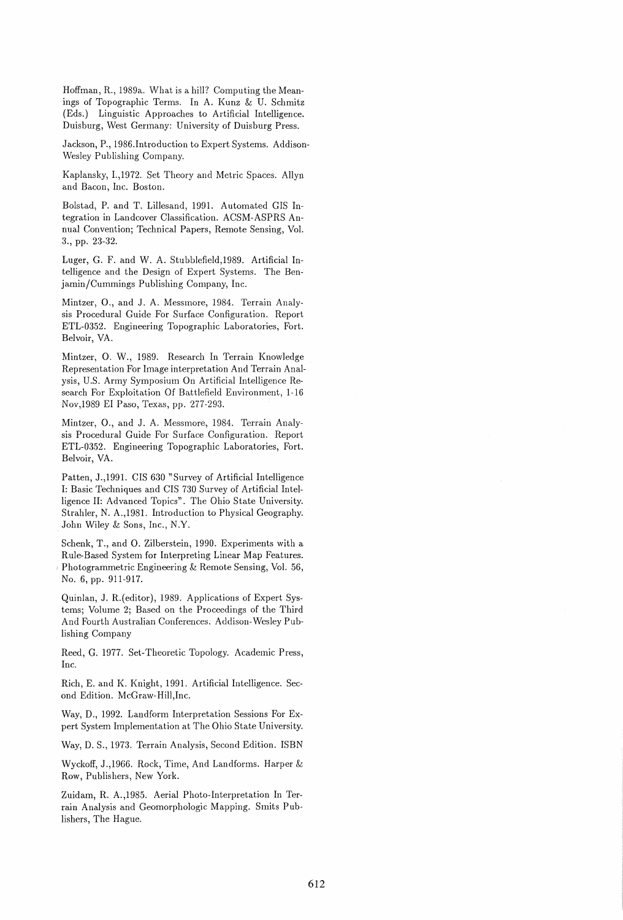Hoffman, R., 1989a. What is a hill? Computing the Meanings of Topographic Terms. In A. Kunz & U. Schmitz (Eds.) Linguistic Approaches to Artificial Intelligence. Duisburg, West Germany: University of Duisburg Press.

Jackson, P., 1986.Introduction to Expert Systems. Addison-Wesley Publishing Company.

Kaplansky, I.,1972. Set Theory and Metric Spaces. Allyn and Bacon, Inc. Boston.

Bolstad, P. and T. Lillesand, 1991. Automated GIS Integration in Landcover Classification. ACSM-ASPRS Annual Convention; Technical Papers, Remote Sensing, Vol. 3., pp. 23-32.

Luger, G. F. and W. A. Stubblefield,1989. Artificial Intelligence and the Design of Expert Systems. The Benjamin/Cummings Publishing Company, Inc.

Mintzer, O., and J. A. Messmore, 1984. Terrain Analysis Procedural Guide For Surface Configuration. Report ETL-0352. Engineering Topographic Laboratories, Fort. Belvoir, VA.

Mintzer, O. W., 1989. Research In Terrain Knowledge Representation For Image interpretation And Terrain Analysis, U.S. Army Symposium On Artificial Intelligence Research For Exploitation Of Battlefield Environment, 1-16 Nov,1989 El Paso, Texas, pp. 277-293.

Mintzer, O., and J. A. Messmore, 1984. Terrain Analysis Procedural Guide For Surface Configuration. Report ETL-0352. Engineering Topographic Laboratories, Fort. Belvoir, VA.

Patten, J.,1991. CIS 630 "Survey of Artificial Intelligence I: Basic Techniques and CIS 730 Survey of Artificial Intelligence II: Advanced Topics". The Ohio State University. Strahler, N. A.,1981. Introduction to Physical Geography. John Wiley & Sons, Inc., N.Y.

Schenk, T., and O. Zilberstein, 1990. Experiments with a Rule-Based System for Interpreting Linear Map Features. Photogrammetric Engineering & Remote Sensing, Vol. 56, No. 6, pp. 911-917.

Quinlan, J. R.(editor), 1989. Applications of Expert Systems; Volume 2; Based on the Proceedings of the Third And Fourth Australian Conferences. Addison-Wesley Publishing Company

Reed, G. 1977. Set-Theoretic Topology. Academic Press, Inc.

Rich, E. and K. Knight, 1991. Artificial Intelligence. Second Edition. McGraw-Hill,Inc.

Way, D., 1992. Landform Interpretation Sessions For Expert System Implementation at The Ohio State University.

Way, D. S., 1973. Terrain Analysis, Second Edition. ISBN

Wyckoff, J.,1966. Rock, Time, And Landforms. Harper & Row, Publishers, New York.

Zuidam, R. A.,1985. Aerial Photo-Interpretation In Terrain Analysis and Geomorphologic Mapping. Smits Publishers, The Hague.